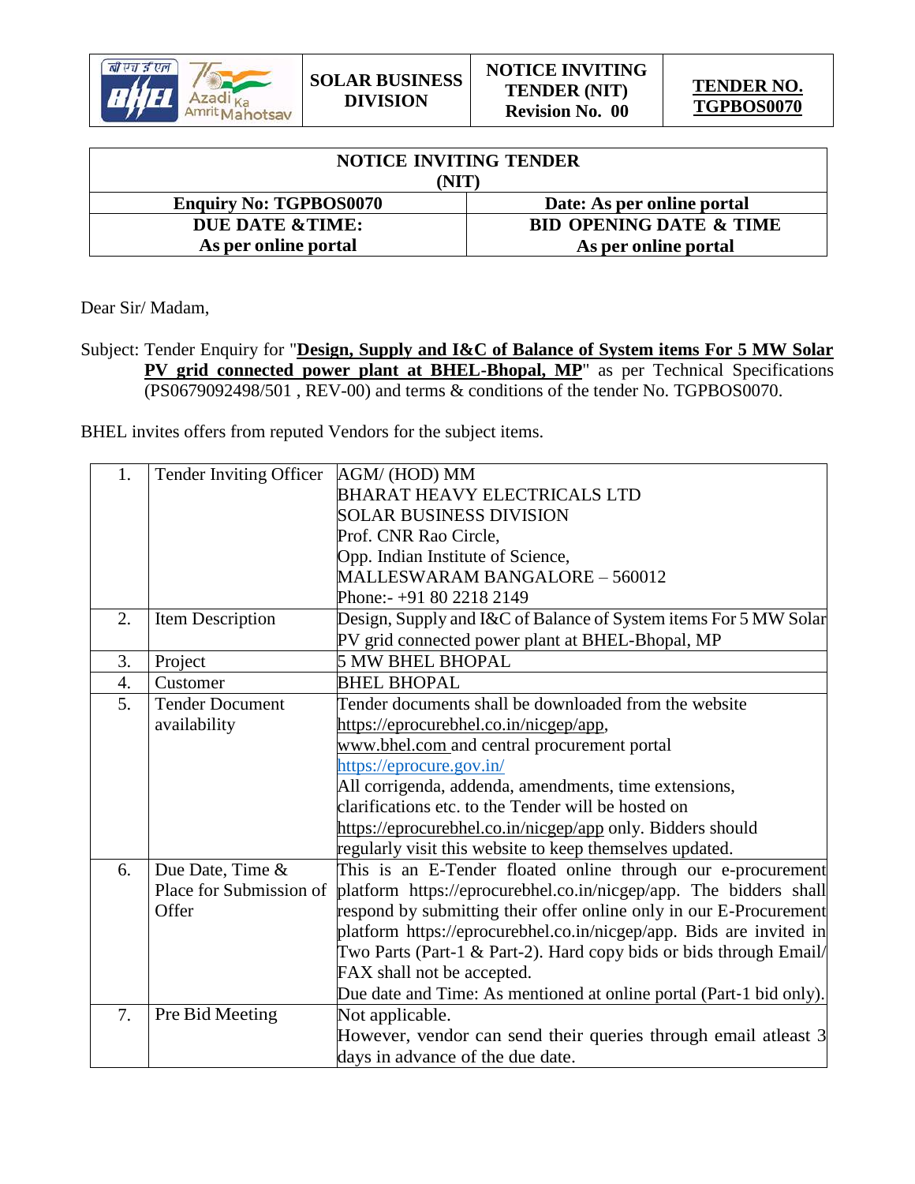| SOLAR BUSINESS DIVISION | NOTICE INVITING TENDER (NIT) Revision No. 00 | TENDER NO. TGPBOS0070 |
|---|---|---|

| NOTICE INVITING TENDER (NIT) | |
|---|---|
| **Enquiry No: TGPBOS0070** | **Date: As per online portal** |
| **DUE DATE &TIME: As per online portal** | **BID OPENING DATE & TIME As per online portal** |

Dear Sir/ Madam,

Subject: Tender Enquiry for "**Design, Supply and I&C of Balance of System items For 5 MW Solar PV grid connected power plant at BHEL-Bhopal, MP**" as per Technical Specifications (PS0679092498/501 , REV-00) and terms & conditions of the tender No. TGPBOS0070.

BHEL invites offers from reputed Vendors for the subject items.

| | | |
|---|---|---|
| 1. | Tender Inviting Officer | AGM/ (HOD) MM<br>BHARAT HEAVY ELECTRICALS LTD<br>SOLAR BUSINESS DIVISION<br>Prof. CNR Rao Circle,<br>Opp. Indian Institute of Science,<br>MALLESWARAM BANGALORE – 560012<br>Phone:- +91 80 2218 2149 |
| 2. | Item Description | Design, Supply and I&C of Balance of System items For 5 MW Solar PV grid connected power plant at BHEL-Bhopal, MP |
| 3. | Project | 5 MW BHEL BHOPAL |
| 4. | Customer | BHEL BHOPAL |
| 5. | Tender Document availability | Tender documents shall be downloaded from the website https://eprocurebhel.co.in/nicgep/app, www.bhel.com and central procurement portal https://eprocure.gov.in/<br>All corrigenda, addenda, amendments, time extensions, clarifications etc. to the Tender will be hosted on https://eprocurebhel.co.in/nicgep/app only. Bidders should regularly visit this website to keep themselves updated. |
| 6. | Due Date, Time & Place for Submission of Offer | This is an E-Tender floated online through our e-procurement platform https://eprocurebhel.co.in/nicgep/app. The bidders shall respond by submitting their offer online only in our E-Procurement platform https://eprocurebhel.co.in/nicgep/app. Bids are invited in Two Parts (Part-1 & Part-2). Hard copy bids or bids through Email/ FAX shall not be accepted.<br>Due date and Time: As mentioned at online portal (Part-1 bid only). |
| 7. | Pre Bid Meeting | Not applicable.<br>However, vendor can send their queries through email atleast 3 days in advance of the due date. |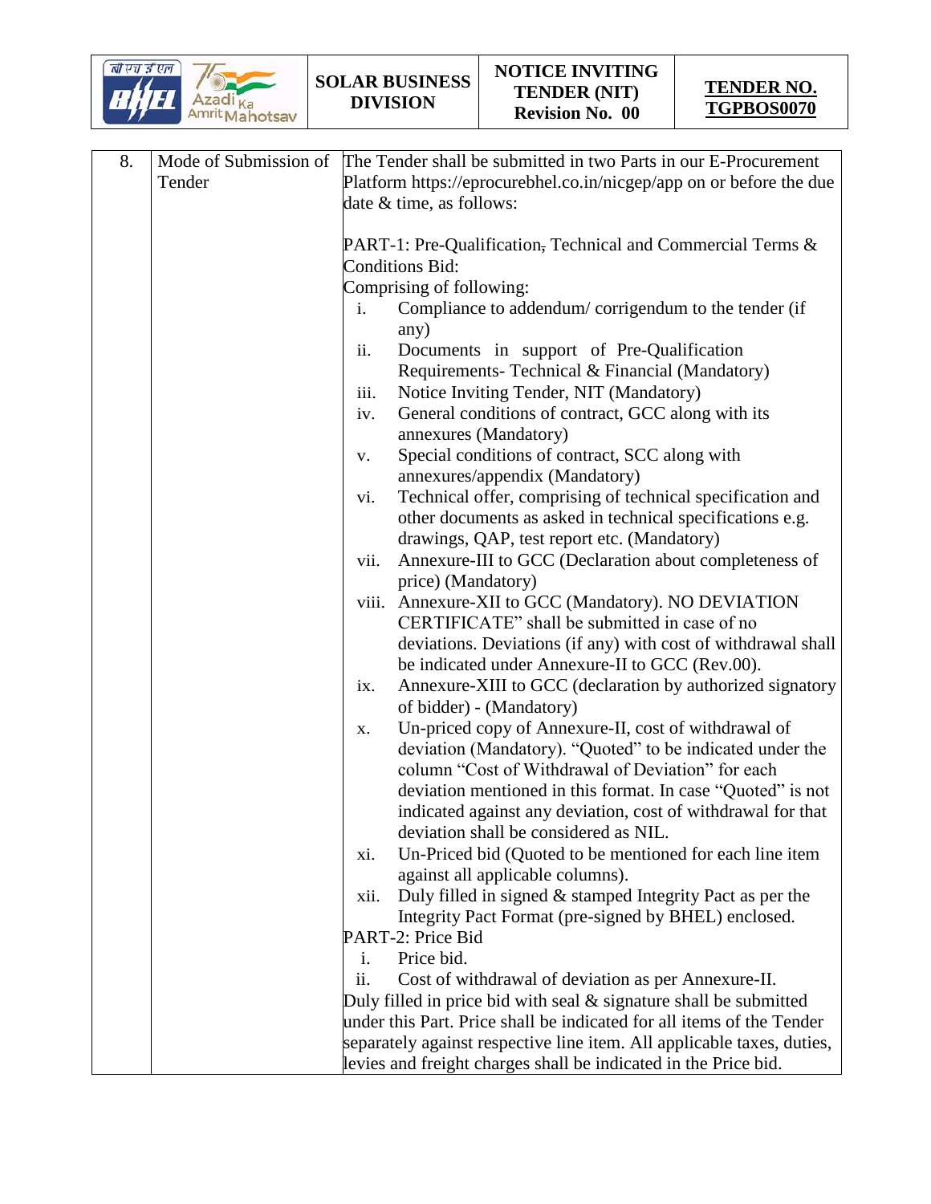| 8. | Mode of Submission of Tender | The Tender shall be submitted in two Parts in our E-Procurement Platform https://eprocurebhel.co.in/nicgep/app on or before the due date & time, as follows:<br><br>PART-1: Pre-Qualification, Technical and Commercial Terms & Conditions Bid:<br>Comprising of following:<br>i. Compliance to addendum/ corrigendum to the tender (if any)<br>ii. Documents in support of Pre-Qualification Requirements- Technical & Financial (Mandatory)<br>iii. Notice Inviting Tender, NIT (Mandatory)<br>iv. General conditions of contract, GCC along with its annexures (Mandatory)<br>v. Special conditions of contract, SCC along with annexures/appendix (Mandatory)<br>vi. Technical offer, comprising of technical specification and other documents as asked in technical specifications e.g. drawings, QAP, test report etc. (Mandatory)<br>vii. Annexure-III to GCC (Declaration about completeness of price) (Mandatory)<br>viii. Annexure-XII to GCC (Mandatory). NO DEVIATION CERTIFICATE" shall be submitted in case of no deviations. Deviations (if any) with cost of withdrawal shall be indicated under Annexure-II to GCC (Rev.00).<br>ix. Annexure-XIII to GCC (declaration by authorized signatory of bidder) - (Mandatory)<br>x. Un-priced copy of Annexure-II, cost of withdrawal of deviation (Mandatory). "Quoted" to be indicated under the column "Cost of Withdrawal of Deviation" for each deviation mentioned in this format. In case "Quoted" is not indicated against any deviation, cost of withdrawal for that deviation shall be considered as NIL.<br>xi. Un-Priced bid (Quoted to be mentioned for each line item against all applicable columns).<br>xii. Duly filled in signed & stamped Integrity Pact as per the Integrity Pact Format (pre-signed by BHEL) enclosed.<br>PART-2: Price Bid<br>i. Price bid.<br>ii. Cost of withdrawal of deviation as per Annexure-II.<br>Duly filled in price bid with seal & signature shall be submitted under this Part. Price shall be indicated for all items of the Tender separately against respective line item. All applicable taxes, duties, levies and freight charges shall be indicated in the Price bid. |
|---|---|---|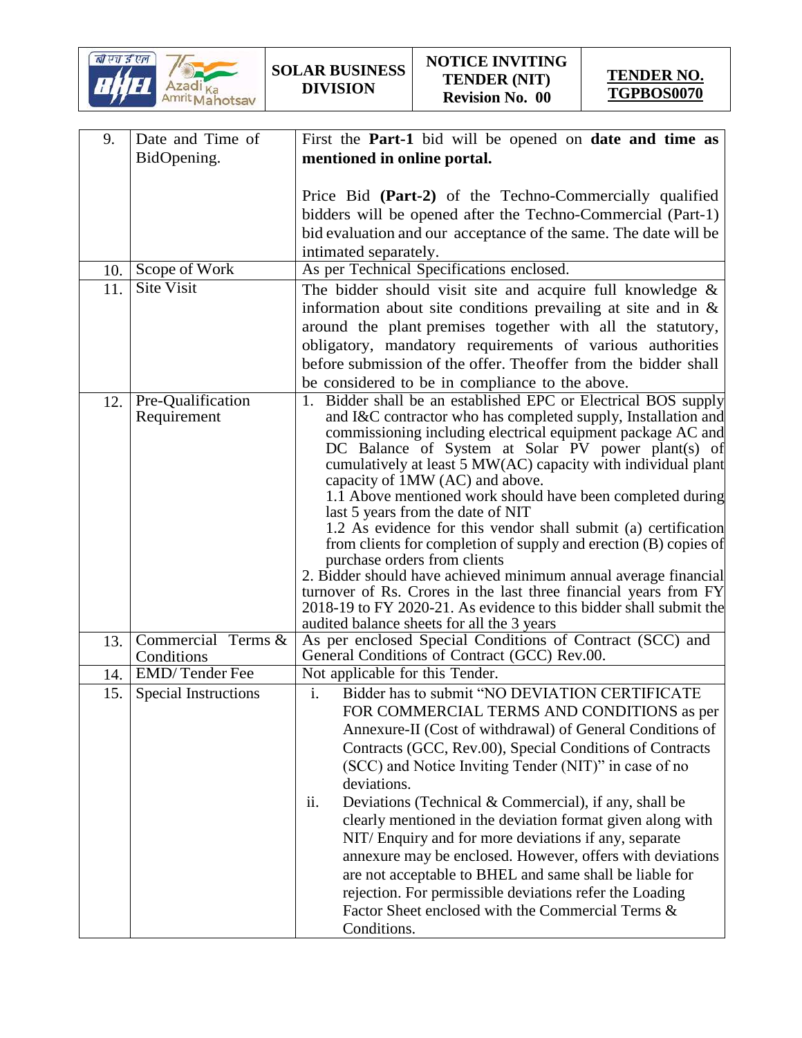| 9. | Date and Time of BidOpening. | First the **Part-1** bid will be opened on **date and time as mentioned in online portal.**<br><br>Price Bid **(Part-2)** of the Techno-Commercially qualified bidders will be opened after the Techno-Commercial (Part-1) bid evaluation and our acceptance of the same. The date will be intimated separately. |
|---|---|---|
| 10. | Scope of Work | As per Technical Specifications enclosed. |
| 11. | Site Visit | The bidder should visit site and acquire full knowledge & information about site conditions prevailing at site and in & around the plant premises together with all the statutory, obligatory, mandatory requirements of various authorities before submission of the offer. Theoffer from the bidder shall be considered to be in compliance to the above. |
| 12. | Pre-Qualification Requirement | 1. Bidder shall be an established EPC or Electrical BOS supply and I&C contractor who has completed supply, Installation and commissioning including electrical equipment package AC and DC Balance of System at Solar PV power plant(s) of cumulatively at least 5 MW(AC) capacity with individual plant capacity of 1MW (AC) and above.<br>1.1 Above mentioned work should have been completed during last 5 years from the date of NIT<br>1.2 As evidence for this vendor shall submit (a) certification from clients for completion of supply and erection (B) copies of purchase orders from clients<br>2. Bidder should have achieved minimum annual average financial turnover of Rs. Crores in the last three financial years from FY 2018-19 to FY 2020-21. As evidence to this bidder shall submit the audited balance sheets for all the 3 years |
| 13. | Commercial Terms & Conditions | As per enclosed Special Conditions of Contract (SCC) and General Conditions of Contract (GCC) Rev.00. |
| 14. | EMD/ Tender Fee | Not applicable for this Tender. |
| 15. | Special Instructions | i. Bidder has to submit "NO DEVIATION CERTIFICATE FOR COMMERCIAL TERMS AND CONDITIONS as per Annexure-II (Cost of withdrawal) of General Conditions of Contracts (GCC, Rev.00), Special Conditions of Contracts (SCC) and Notice Inviting Tender (NIT)" in case of no deviations.<br>ii. Deviations (Technical & Commercial), if any, shall be clearly mentioned in the deviation format given along with NIT/ Enquiry and for more deviations if any, separate annexure may be enclosed. However, offers with deviations are not acceptable to BHEL and same shall be liable for rejection. For permissible deviations refer the Loading Factor Sheet enclosed with the Commercial Terms & Conditions. |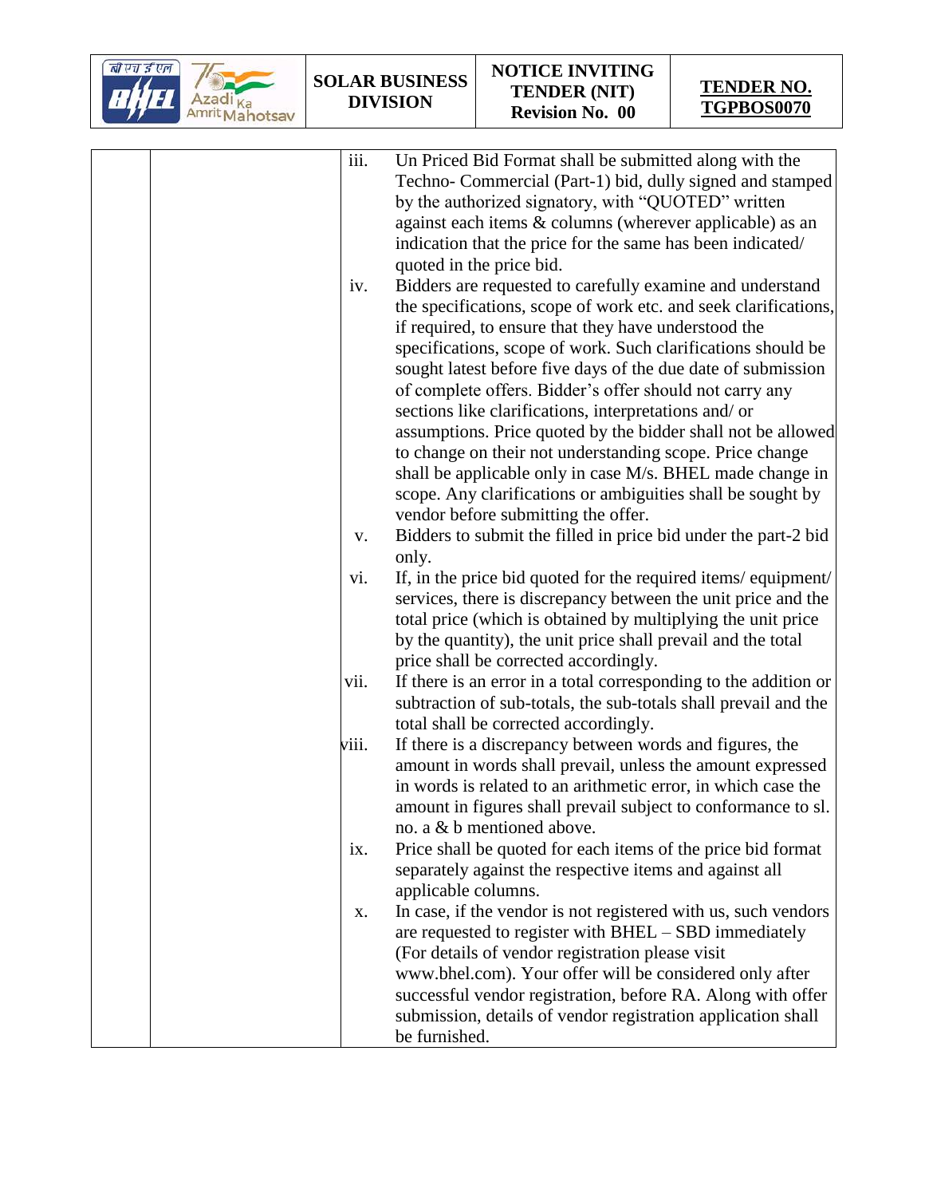| | | | |
|---|---|---|---|
| | | iii. | Un Priced Bid Format shall be submitted along with the Techno- Commercial (Part-1) bid, dully signed and stamped by the authorized signatory, with "QUOTED" written against each items & columns (wherever applicable) as an indication that the price for the same has been indicated/ quoted in the price bid. |
| | | iv. | Bidders are requested to carefully examine and understand the specifications, scope of work etc. and seek clarifications, if required, to ensure that they have understood the specifications, scope of work. Such clarifications should be sought latest before five days of the due date of submission of complete offers. Bidder's offer should not carry any sections like clarifications, interpretations and/ or assumptions. Price quoted by the bidder shall not be allowed to change on their not understanding scope. Price change shall be applicable only in case M/s. BHEL made change in scope. Any clarifications or ambiguities shall be sought by vendor before submitting the offer. |
| | | v. | Bidders to submit the filled in price bid under the part-2 bid only. |
| | | vi. | If, in the price bid quoted for the required items/ equipment/ services, there is discrepancy between the unit price and the total price (which is obtained by multiplying the unit price by the quantity), the unit price shall prevail and the total price shall be corrected accordingly. |
| | | vii. | If there is an error in a total corresponding to the addition or subtraction of sub-totals, the sub-totals shall prevail and the total shall be corrected accordingly. |
| | | viii. | If there is a discrepancy between words and figures, the amount in words shall prevail, unless the amount expressed in words is related to an arithmetic error, in which case the amount in figures shall prevail subject to conformance to sl. no. a & b mentioned above. |
| | | ix. | Price shall be quoted for each items of the price bid format separately against the respective items and against all applicable columns. |
| | | x. | In case, if the vendor is not registered with us, such vendors are requested to register with BHEL – SBD immediately (For details of vendor registration please visit www.bhel.com). Your offer will be considered only after successful vendor registration, before RA. Along with offer submission, details of vendor registration application shall be furnished. |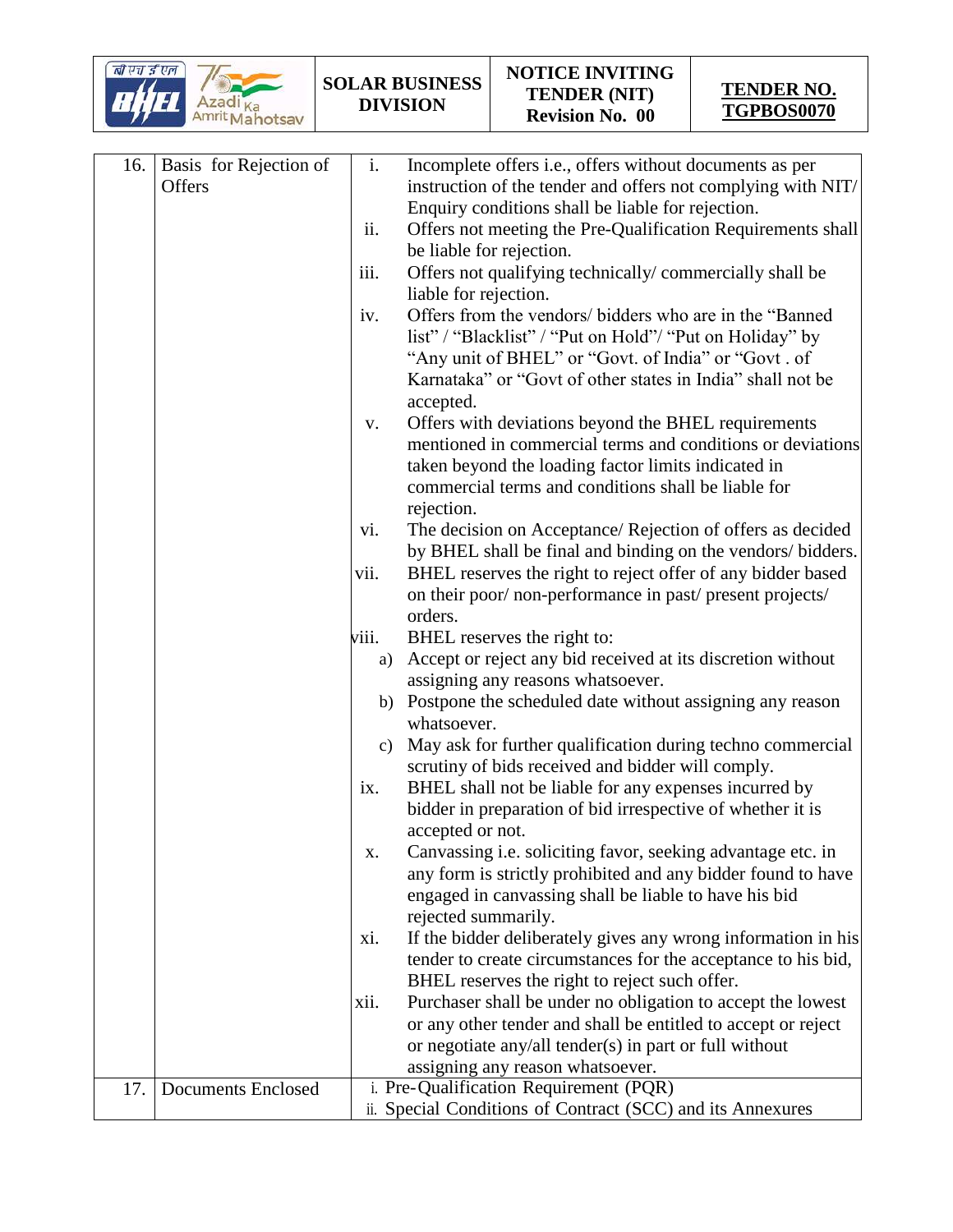| 16. | Basis for Rejection of Offers | i. Incomplete offers i.e., offers without documents as per instruction of the tender and offers not complying with NIT/ Enquiry conditions shall be liable for rejection.<br>ii. Offers not meeting the Pre-Qualification Requirements shall be liable for rejection.<br>iii. Offers not qualifying technically/ commercially shall be liable for rejection.<br>iv. Offers from the vendors/ bidders who are in the "Banned list" / "Blacklist" / "Put on Hold"/ "Put on Holiday" by "Any unit of BHEL" or "Govt. of India" or "Govt . of Karnataka" or "Govt of other states in India" shall not be accepted.<br>v. Offers with deviations beyond the BHEL requirements mentioned in commercial terms and conditions or deviations taken beyond the loading factor limits indicated in commercial terms and conditions shall be liable for rejection.<br>vi. The decision on Acceptance/ Rejection of offers as decided by BHEL shall be final and binding on the vendors/ bidders.<br>vii. BHEL reserves the right to reject offer of any bidder based on their poor/ non-performance in past/ present projects/ orders.<br>viii. BHEL reserves the right to:<br>a) Accept or reject any bid received at its discretion without assigning any reasons whatsoever.<br>b) Postpone the scheduled date without assigning any reason whatsoever.<br>c) May ask for further qualification during techno commercial scrutiny of bids received and bidder will comply.<br>ix. BHEL shall not be liable for any expenses incurred by bidder in preparation of bid irrespective of whether it is accepted or not.<br>x. Canvassing i.e. soliciting favor, seeking advantage etc. in any form is strictly prohibited and any bidder found to have engaged in canvassing shall be liable to have his bid rejected summarily.<br>xi. If the bidder deliberately gives any wrong information in his tender to create circumstances for the acceptance to his bid, BHEL reserves the right to reject such offer.<br>xii. Purchaser shall be under no obligation to accept the lowest or any other tender and shall be entitled to accept or reject or negotiate any/all tender(s) in part or full without assigning any reason whatsoever. |
|---|---|---|
| 17. | Documents Enclosed | i. Pre-Qualification Requirement (PQR)<br>ii. Special Conditions of Contract (SCC) and its Annexures |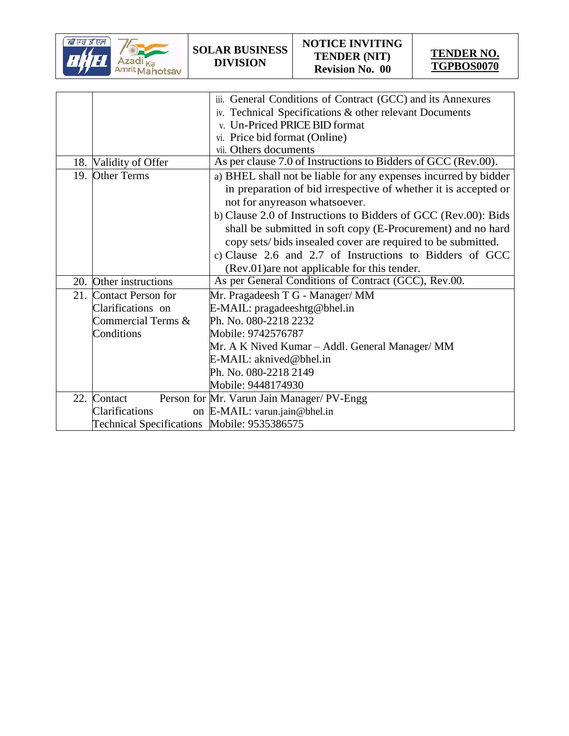| | | |
|---|---|---|
| | | iii. General Conditions of Contract (GCC) and its Annexures<br>iv. Technical Specifications & other relevant Documents<br>v. Un-Priced PRICE BID format<br>vi. Price bid format (Online)<br>vii. Others documents |
| 18. | Validity of Offer | As per clause 7.0 of Instructions to Bidders of GCC (Rev.00). |
| 19. | Other Terms | a) BHEL shall not be liable for any expenses incurred by bidder in preparation of bid irrespective of whether it is accepted or not for anyreason whatsoever.<br>b) Clause 2.0 of Instructions to Bidders of GCC (Rev.00): Bids shall be submitted in soft copy (E-Procurement) and no hard copy sets/ bids insealed cover are required to be submitted.<br>c) Clause 2.6 and 2.7 of Instructions to Bidders of GCC (Rev.01)are not applicable for this tender. |
| 20. | Other instructions | As per General Conditions of Contract (GCC), Rev.00. |
| 21. | Contact Person for Clarifications on Commercial Terms & Conditions | Mr. Pragadeesh T G - Manager/ MM<br>E-MAIL: pragadeeshtg@bhel.in<br>Ph. No. 080-2218 2232<br>Mobile: 9742576787<br>Mr. A K Nived Kumar – Addl. General Manager/ MM<br>E-MAIL: aknived@bhel.in<br>Ph. No. 080-2218 2149<br>Mobile: 9448174930 |
| 22. | Contact Person for Clarifications on Technical Specifications | Mr. Varun Jain Manager/ PV-Engg<br>E-MAIL: varun.jain@bhel.in<br>Mobile: 9535386575 |